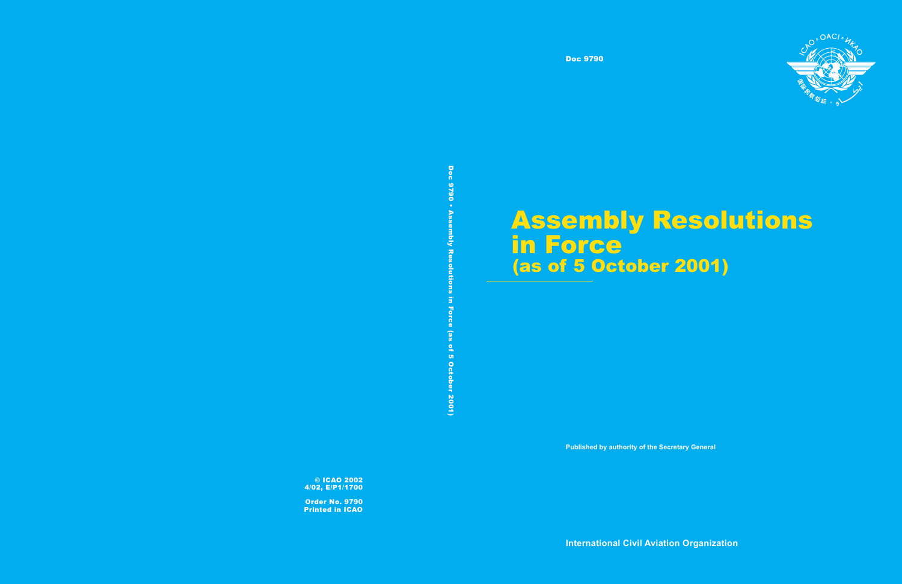Doc 9790

# Assembly Resolutions in Force (as of 5 October 2001)

Published by authority of the Secretary General

International Civil Aviation Organization

Doc 9790 • Assembly Resolutions in Force (as of 5 October 2001)

© ICAO 2002
4/02, E/P1/1700

Order No. 9790
Printed in ICAO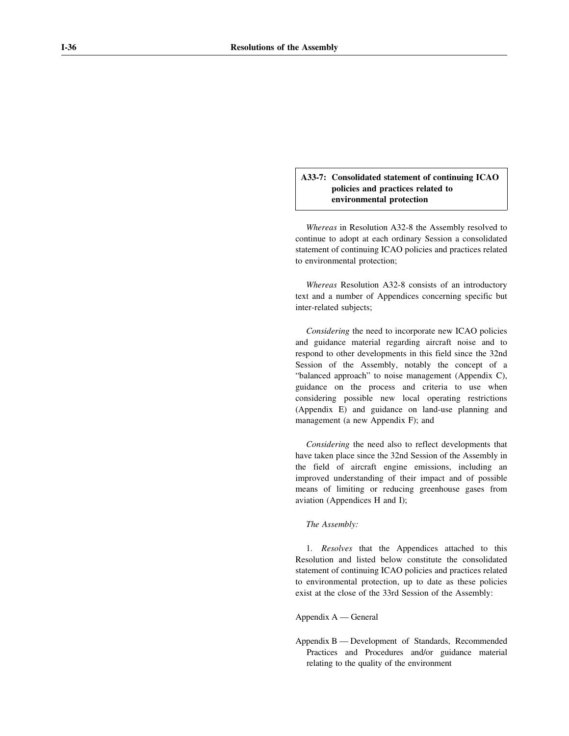## A33-7: Consolidated statement of continuing ICAO policies and practices related to environmental protection

*Whereas* in Resolution A32-8 the Assembly resolved to continue to adopt at each ordinary Session a consolidated statement of continuing ICAO policies and practices related to environmental protection;

*Whereas* Resolution A32-8 consists of an introductory text and a number of Appendices concerning specific but inter-related subjects;

*Considering* the need to incorporate new ICAO policies and guidance material regarding aircraft noise and to respond to other developments in this field since the 32nd Session of the Assembly, notably the concept of a "balanced approach" to noise management (Appendix C), guidance on the process and criteria to use when considering possible new local operating restrictions (Appendix E) and guidance on land-use planning and management (a new Appendix F); and

*Considering* the need also to reflect developments that have taken place since the 32nd Session of the Assembly in the field of aircraft engine emissions, including an improved understanding of their impact and of possible means of limiting or reducing greenhouse gases from aviation (Appendices H and I);

*The Assembly:*

1. *Resolves* that the Appendices attached to this Resolution and listed below constitute the consolidated statement of continuing ICAO policies and practices related to environmental protection, up to date as these policies exist at the close of the 33rd Session of the Assembly:

Appendix A — General

Appendix B — Development of Standards, Recommended Practices and Procedures and/or guidance material relating to the quality of the environment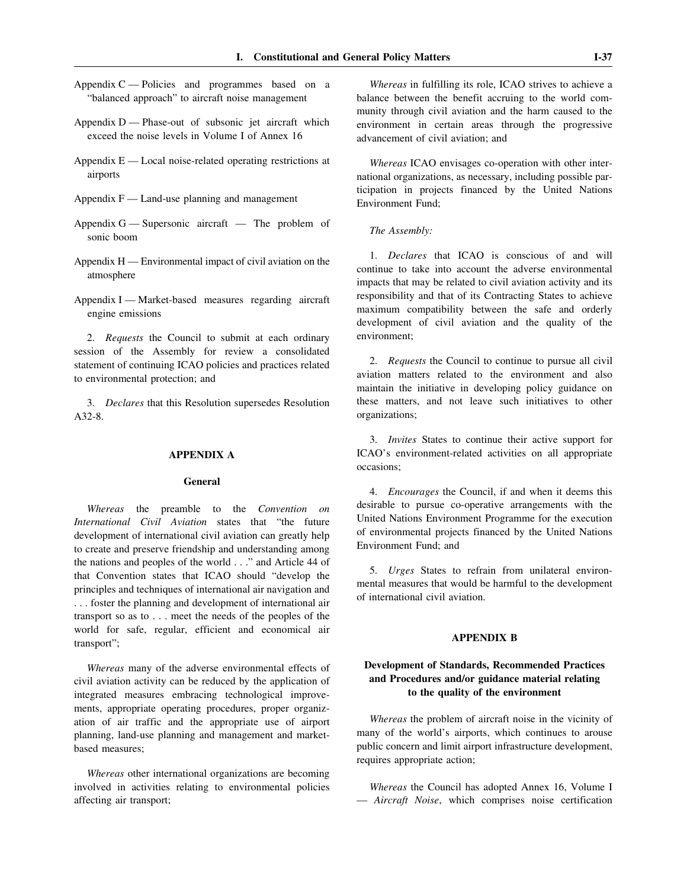Appendix C — Policies and programmes based on a "balanced approach" to aircraft noise management

Appendix D — Phase-out of subsonic jet aircraft which exceed the noise levels in Volume I of Annex 16

Appendix E — Local noise-related operating restrictions at airports

Appendix F — Land-use planning and management

Appendix G — Supersonic aircraft — The problem of sonic boom

Appendix H — Environmental impact of civil aviation on the atmosphere

Appendix I — Market-based measures regarding aircraft engine emissions

2. *Requests* the Council to submit at each ordinary session of the Assembly for review a consolidated statement of continuing ICAO policies and practices related to environmental protection; and

3. *Declares* that this Resolution supersedes Resolution A32-8.

## APPENDIX A

### General

*Whereas* the preamble to the *Convention on International Civil Aviation* states that "the future development of international civil aviation can greatly help to create and preserve friendship and understanding among the nations and peoples of the world . . ." and Article 44 of that Convention states that ICAO should "develop the principles and techniques of international air navigation and . . . foster the planning and development of international air transport so as to . . . meet the needs of the peoples of the world for safe, regular, efficient and economical air transport";

*Whereas* many of the adverse environmental effects of civil aviation activity can be reduced by the application of integrated measures embracing technological improvements, appropriate operating procedures, proper organization of air traffic and the appropriate use of airport planning, land-use planning and management and market-based measures;

*Whereas* other international organizations are becoming involved in activities relating to environmental policies affecting air transport;

*Whereas* in fulfilling its role, ICAO strives to achieve a balance between the benefit accruing to the world community through civil aviation and the harm caused to the environment in certain areas through the progressive advancement of civil aviation; and

*Whereas* ICAO envisages co-operation with other international organizations, as necessary, including possible participation in projects financed by the United Nations Environment Fund;

*The Assembly:*

1. *Declares* that ICAO is conscious of and will continue to take into account the adverse environmental impacts that may be related to civil aviation activity and its responsibility and that of its Contracting States to achieve maximum compatibility between the safe and orderly development of civil aviation and the quality of the environment;

2. *Requests* the Council to continue to pursue all civil aviation matters related to the environment and also maintain the initiative in developing policy guidance on these matters, and not leave such initiatives to other organizations;

3. *Invites* States to continue their active support for ICAO's environment-related activities on all appropriate occasions;

4. *Encourages* the Council, if and when it deems this desirable to pursue co-operative arrangements with the United Nations Environment Programme for the execution of environmental projects financed by the United Nations Environment Fund; and

5. *Urges* States to refrain from unilateral environmental measures that would be harmful to the development of international civil aviation.

## APPENDIX B

### Development of Standards, Recommended Practices and Procedures and/or guidance material relating to the quality of the environment

*Whereas* the problem of aircraft noise in the vicinity of many of the world's airports, which continues to arouse public concern and limit airport infrastructure development, requires appropriate action;

*Whereas* the Council has adopted Annex 16, Volume I — *Aircraft Noise*, which comprises noise certification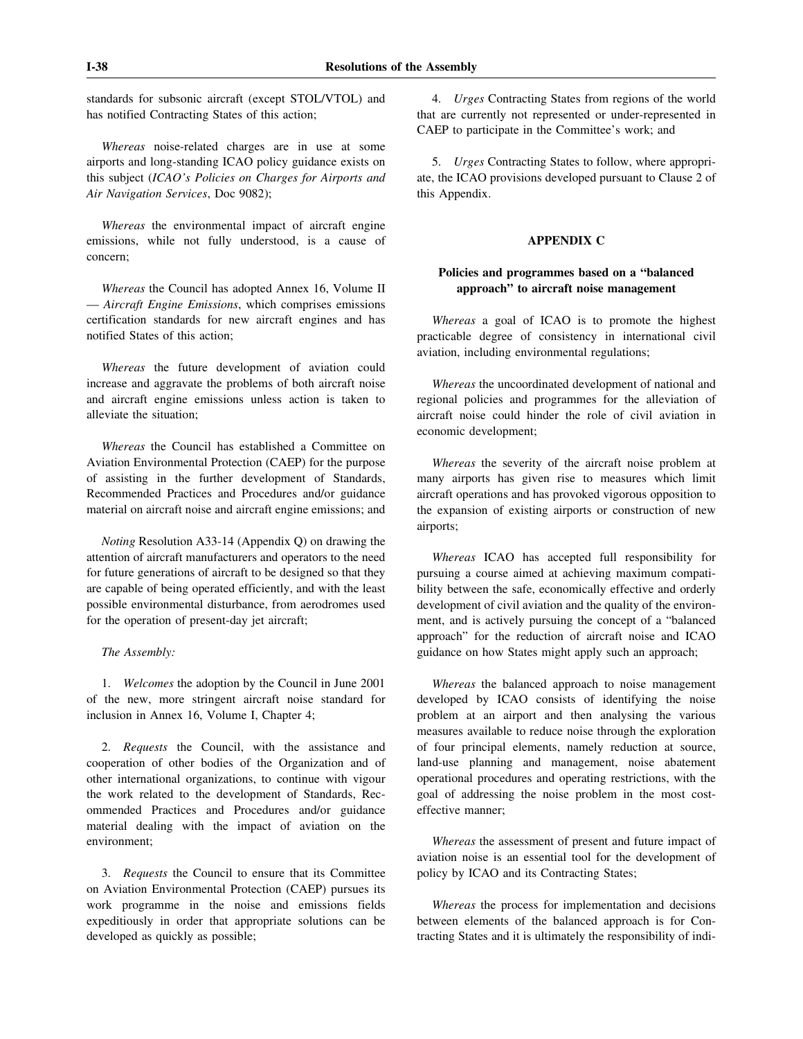standards for subsonic aircraft (except STOL/VTOL) and has notified Contracting States of this action;

*Whereas* noise-related charges are in use at some airports and long-standing ICAO policy guidance exists on this subject (*ICAO's Policies on Charges for Airports and Air Navigation Services*, Doc 9082);

*Whereas* the environmental impact of aircraft engine emissions, while not fully understood, is a cause of concern;

*Whereas* the Council has adopted Annex 16, Volume II — *Aircraft Engine Emissions*, which comprises emissions certification standards for new aircraft engines and has notified States of this action;

*Whereas* the future development of aviation could increase and aggravate the problems of both aircraft noise and aircraft engine emissions unless action is taken to alleviate the situation;

*Whereas* the Council has established a Committee on Aviation Environmental Protection (CAEP) for the purpose of assisting in the further development of Standards, Recommended Practices and Procedures and/or guidance material on aircraft noise and aircraft engine emissions; and

*Noting* Resolution A33-14 (Appendix Q) on drawing the attention of aircraft manufacturers and operators to the need for future generations of aircraft to be designed so that they are capable of being operated efficiently, and with the least possible environmental disturbance, from aerodromes used for the operation of present-day jet aircraft;

*The Assembly:*

1. *Welcomes* the adoption by the Council in June 2001 of the new, more stringent aircraft noise standard for inclusion in Annex 16, Volume I, Chapter 4;

2. *Requests* the Council, with the assistance and cooperation of other bodies of the Organization and of other international organizations, to continue with vigour the work related to the development of Standards, Recommended Practices and Procedures and/or guidance material dealing with the impact of aviation on the environment;

3. *Requests* the Council to ensure that its Committee on Aviation Environmental Protection (CAEP) pursues its work programme in the noise and emissions fields expeditiously in order that appropriate solutions can be developed as quickly as possible;

4. *Urges* Contracting States from regions of the world that are currently not represented or under-represented in CAEP to participate in the Committee's work; and

5. *Urges* Contracting States to follow, where appropriate, the ICAO provisions developed pursuant to Clause 2 of this Appendix.

## APPENDIX C

### Policies and programmes based on a "balanced approach" to aircraft noise management

*Whereas* a goal of ICAO is to promote the highest practicable degree of consistency in international civil aviation, including environmental regulations;

*Whereas* the uncoordinated development of national and regional policies and programmes for the alleviation of aircraft noise could hinder the role of civil aviation in economic development;

*Whereas* the severity of the aircraft noise problem at many airports has given rise to measures which limit aircraft operations and has provoked vigorous opposition to the expansion of existing airports or construction of new airports;

*Whereas* ICAO has accepted full responsibility for pursuing a course aimed at achieving maximum compatibility between the safe, economically effective and orderly development of civil aviation and the quality of the environment, and is actively pursuing the concept of a "balanced approach" for the reduction of aircraft noise and ICAO guidance on how States might apply such an approach;

*Whereas* the balanced approach to noise management developed by ICAO consists of identifying the noise problem at an airport and then analysing the various measures available to reduce noise through the exploration of four principal elements, namely reduction at source, land-use planning and management, noise abatement operational procedures and operating restrictions, with the goal of addressing the noise problem in the most cost-effective manner;

*Whereas* the assessment of present and future impact of aviation noise is an essential tool for the development of policy by ICAO and its Contracting States;

*Whereas* the process for implementation and decisions between elements of the balanced approach is for Contracting States and it is ultimately the responsibility of indi-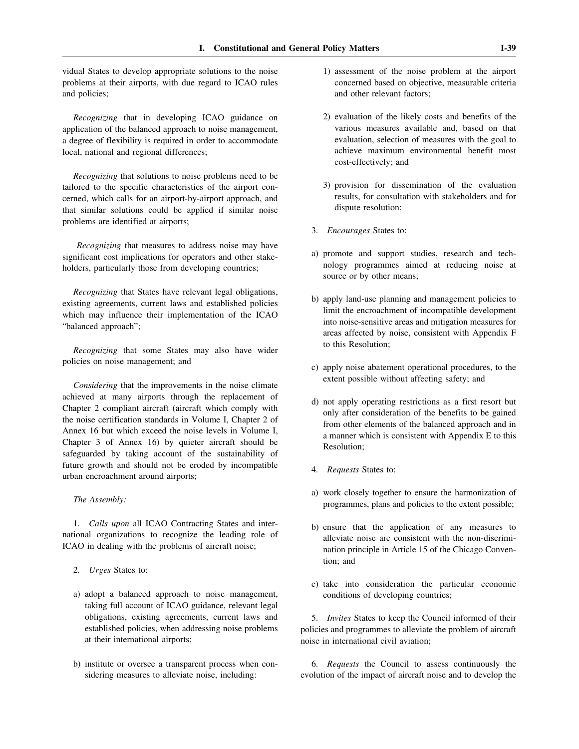vidual States to develop appropriate solutions to the noise problems at their airports, with due regard to ICAO rules and policies;

*Recognizing* that in developing ICAO guidance on application of the balanced approach to noise management, a degree of flexibility is required in order to accommodate local, national and regional differences;

*Recognizing* that solutions to noise problems need to be tailored to the specific characteristics of the airport concerned, which calls for an airport-by-airport approach, and that similar solutions could be applied if similar noise problems are identified at airports;

*Recognizing* that measures to address noise may have significant cost implications for operators and other stakeholders, particularly those from developing countries;

*Recognizing* that States have relevant legal obligations, existing agreements, current laws and established policies which may influence their implementation of the ICAO "balanced approach";

*Recognizing* that some States may also have wider policies on noise management; and

*Considering* that the improvements in the noise climate achieved at many airports through the replacement of Chapter 2 compliant aircraft (aircraft which comply with the noise certification standards in Volume I, Chapter 2 of Annex 16 but which exceed the noise levels in Volume I, Chapter 3 of Annex 16) by quieter aircraft should be safeguarded by taking account of the sustainability of future growth and should not be eroded by incompatible urban encroachment around airports;

*The Assembly:*

1. *Calls upon* all ICAO Contracting States and international organizations to recognize the leading role of ICAO in dealing with the problems of aircraft noise;

2. *Urges* States to:

a) adopt a balanced approach to noise management, taking full account of ICAO guidance, relevant legal obligations, existing agreements, current laws and established policies, when addressing noise problems at their international airports;

b) institute or oversee a transparent process when considering measures to alleviate noise, including:

1) assessment of the noise problem at the airport concerned based on objective, measurable criteria and other relevant factors;

2) evaluation of the likely costs and benefits of the various measures available and, based on that evaluation, selection of measures with the goal to achieve maximum environmental benefit most cost-effectively; and

3) provision for dissemination of the evaluation results, for consultation with stakeholders and for dispute resolution;

3. *Encourages* States to:

a) promote and support studies, research and technology programmes aimed at reducing noise at source or by other means;

b) apply land-use planning and management policies to limit the encroachment of incompatible development into noise-sensitive areas and mitigation measures for areas affected by noise, consistent with Appendix F to this Resolution;

c) apply noise abatement operational procedures, to the extent possible without affecting safety; and

d) not apply operating restrictions as a first resort but only after consideration of the benefits to be gained from other elements of the balanced approach and in a manner which is consistent with Appendix E to this Resolution;

4. *Requests* States to:

a) work closely together to ensure the harmonization of programmes, plans and policies to the extent possible;

b) ensure that the application of any measures to alleviate noise are consistent with the non-discrimination principle in Article 15 of the Chicago Convention; and

c) take into consideration the particular economic conditions of developing countries;

5. *Invites* States to keep the Council informed of their policies and programmes to alleviate the problem of aircraft noise in international civil aviation;

6. *Requests* the Council to assess continuously the evolution of the impact of aircraft noise and to develop the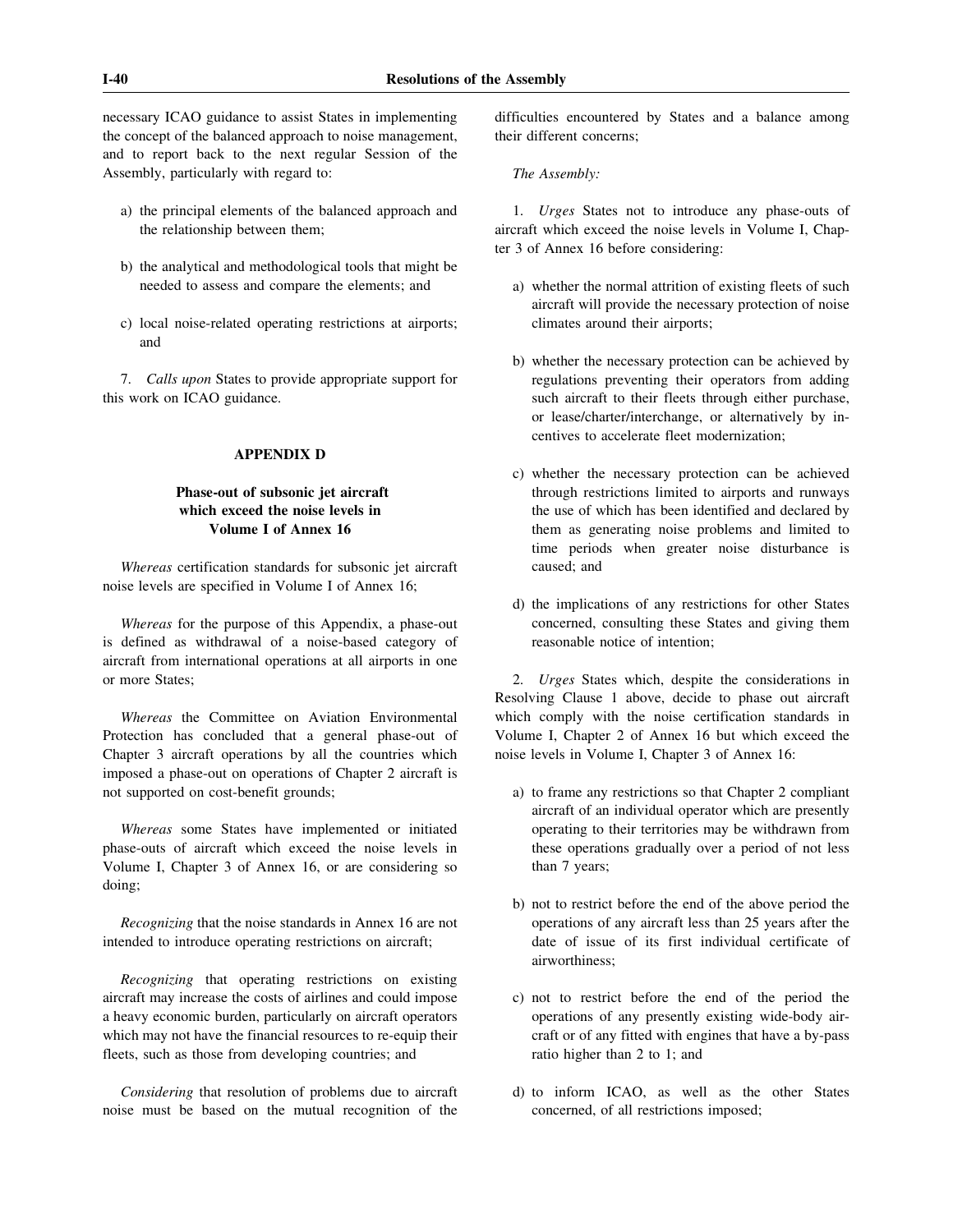necessary ICAO guidance to assist States in implementing the concept of the balanced approach to noise management, and to report back to the next regular Session of the Assembly, particularly with regard to:

a) the principal elements of the balanced approach and the relationship between them;

b) the analytical and methodological tools that might be needed to assess and compare the elements; and

c) local noise-related operating restrictions at airports; and

7. *Calls upon* States to provide appropriate support for this work on ICAO guidance.

## APPENDIX D

### Phase-out of subsonic jet aircraft which exceed the noise levels in Volume I of Annex 16

*Whereas* certification standards for subsonic jet aircraft noise levels are specified in Volume I of Annex 16;

*Whereas* for the purpose of this Appendix, a phase-out is defined as withdrawal of a noise-based category of aircraft from international operations at all airports in one or more States;

*Whereas* the Committee on Aviation Environmental Protection has concluded that a general phase-out of Chapter 3 aircraft operations by all the countries which imposed a phase-out on operations of Chapter 2 aircraft is not supported on cost-benefit grounds;

*Whereas* some States have implemented or initiated phase-outs of aircraft which exceed the noise levels in Volume I, Chapter 3 of Annex 16, or are considering so doing;

*Recognizing* that the noise standards in Annex 16 are not intended to introduce operating restrictions on aircraft;

*Recognizing* that operating restrictions on existing aircraft may increase the costs of airlines and could impose a heavy economic burden, particularly on aircraft operators which may not have the financial resources to re-equip their fleets, such as those from developing countries; and

*Considering* that resolution of problems due to aircraft noise must be based on the mutual recognition of the difficulties encountered by States and a balance among their different concerns;

*The Assembly:*

1. *Urges* States not to introduce any phase-outs of aircraft which exceed the noise levels in Volume I, Chapter 3 of Annex 16 before considering:

a) whether the normal attrition of existing fleets of such aircraft will provide the necessary protection of noise climates around their airports;

b) whether the necessary protection can be achieved by regulations preventing their operators from adding such aircraft to their fleets through either purchase, or lease/charter/interchange, or alternatively by incentives to accelerate fleet modernization;

c) whether the necessary protection can be achieved through restrictions limited to airports and runways the use of which has been identified and declared by them as generating noise problems and limited to time periods when greater noise disturbance is caused; and

d) the implications of any restrictions for other States concerned, consulting these States and giving them reasonable notice of intention;

2. *Urges* States which, despite the considerations in Resolving Clause 1 above, decide to phase out aircraft which comply with the noise certification standards in Volume I, Chapter 2 of Annex 16 but which exceed the noise levels in Volume I, Chapter 3 of Annex 16:

a) to frame any restrictions so that Chapter 2 compliant aircraft of an individual operator which are presently operating to their territories may be withdrawn from these operations gradually over a period of not less than 7 years;

b) not to restrict before the end of the above period the operations of any aircraft less than 25 years after the date of issue of its first individual certificate of airworthiness;

c) not to restrict before the end of the period the operations of any presently existing wide-body aircraft or of any fitted with engines that have a by-pass ratio higher than 2 to 1; and

d) to inform ICAO, as well as the other States concerned, of all restrictions imposed;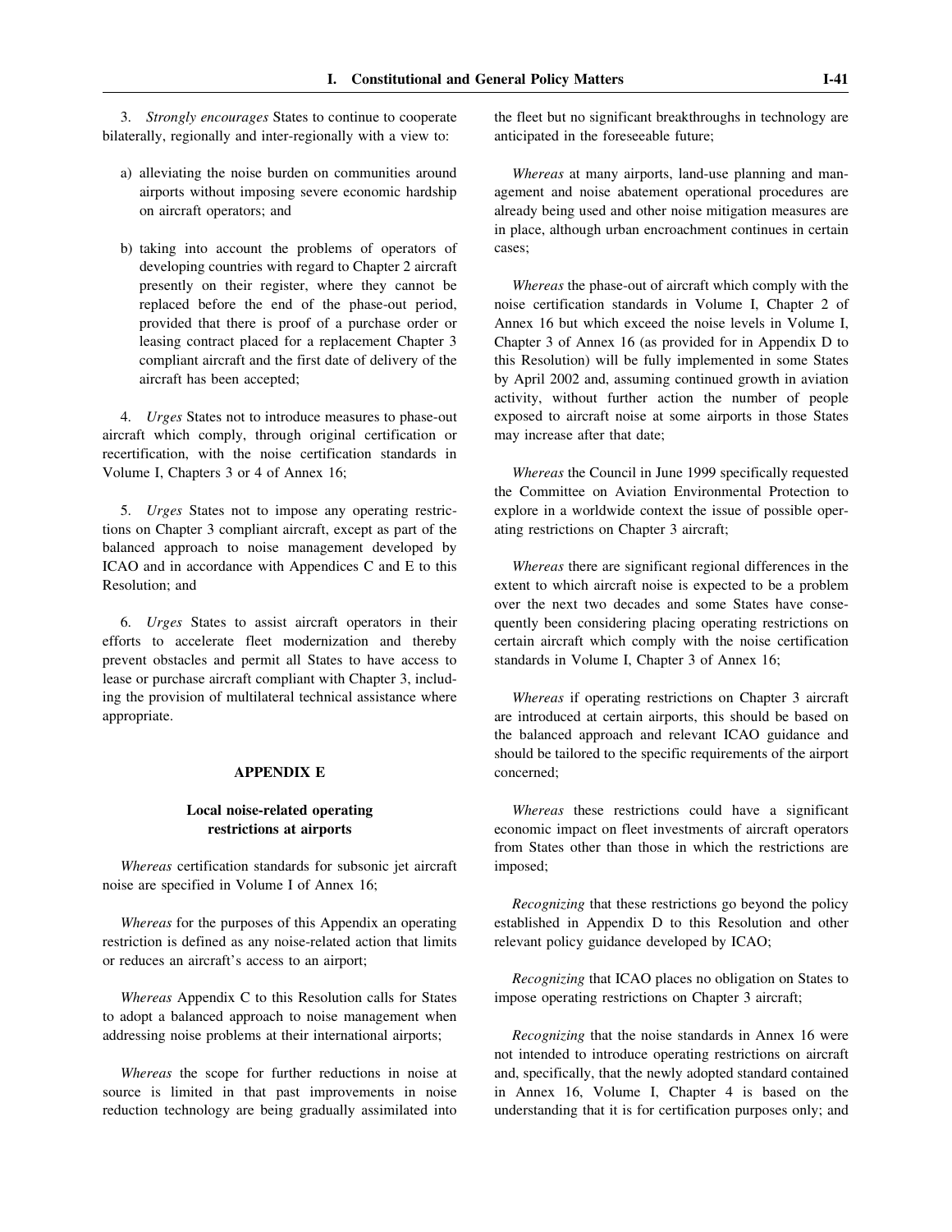3. *Strongly encourages* States to continue to cooperate bilaterally, regionally and inter-regionally with a view to:

a) alleviating the noise burden on communities around airports without imposing severe economic hardship on aircraft operators; and

b) taking into account the problems of operators of developing countries with regard to Chapter 2 aircraft presently on their register, where they cannot be replaced before the end of the phase-out period, provided that there is proof of a purchase order or leasing contract placed for a replacement Chapter 3 compliant aircraft and the first date of delivery of the aircraft has been accepted;

4. *Urges* States not to introduce measures to phase-out aircraft which comply, through original certification or recertification, with the noise certification standards in Volume I, Chapters 3 or 4 of Annex 16;

5. *Urges* States not to impose any operating restrictions on Chapter 3 compliant aircraft, except as part of the balanced approach to noise management developed by ICAO and in accordance with Appendices C and E to this Resolution; and

6. *Urges* States to assist aircraft operators in their efforts to accelerate fleet modernization and thereby prevent obstacles and permit all States to have access to lease or purchase aircraft compliant with Chapter 3, including the provision of multilateral technical assistance where appropriate.

## APPENDIX E

### Local noise-related operating restrictions at airports

*Whereas* certification standards for subsonic jet aircraft noise are specified in Volume I of Annex 16;

*Whereas* for the purposes of this Appendix an operating restriction is defined as any noise-related action that limits or reduces an aircraft's access to an airport;

*Whereas* Appendix C to this Resolution calls for States to adopt a balanced approach to noise management when addressing noise problems at their international airports;

*Whereas* the scope for further reductions in noise at source is limited in that past improvements in noise reduction technology are being gradually assimilated into the fleet but no significant breakthroughs in technology are anticipated in the foreseeable future;

*Whereas* at many airports, land-use planning and management and noise abatement operational procedures are already being used and other noise mitigation measures are in place, although urban encroachment continues in certain cases;

*Whereas* the phase-out of aircraft which comply with the noise certification standards in Volume I, Chapter 2 of Annex 16 but which exceed the noise levels in Volume I, Chapter 3 of Annex 16 (as provided for in Appendix D to this Resolution) will be fully implemented in some States by April 2002 and, assuming continued growth in aviation activity, without further action the number of people exposed to aircraft noise at some airports in those States may increase after that date;

*Whereas* the Council in June 1999 specifically requested the Committee on Aviation Environmental Protection to explore in a worldwide context the issue of possible operating restrictions on Chapter 3 aircraft;

*Whereas* there are significant regional differences in the extent to which aircraft noise is expected to be a problem over the next two decades and some States have consequently been considering placing operating restrictions on certain aircraft which comply with the noise certification standards in Volume I, Chapter 3 of Annex 16;

*Whereas* if operating restrictions on Chapter 3 aircraft are introduced at certain airports, this should be based on the balanced approach and relevant ICAO guidance and should be tailored to the specific requirements of the airport concerned;

*Whereas* these restrictions could have a significant economic impact on fleet investments of aircraft operators from States other than those in which the restrictions are imposed;

*Recognizing* that these restrictions go beyond the policy established in Appendix D to this Resolution and other relevant policy guidance developed by ICAO;

*Recognizing* that ICAO places no obligation on States to impose operating restrictions on Chapter 3 aircraft;

*Recognizing* that the noise standards in Annex 16 were not intended to introduce operating restrictions on aircraft and, specifically, that the newly adopted standard contained in Annex 16, Volume I, Chapter 4 is based on the understanding that it is for certification purposes only; and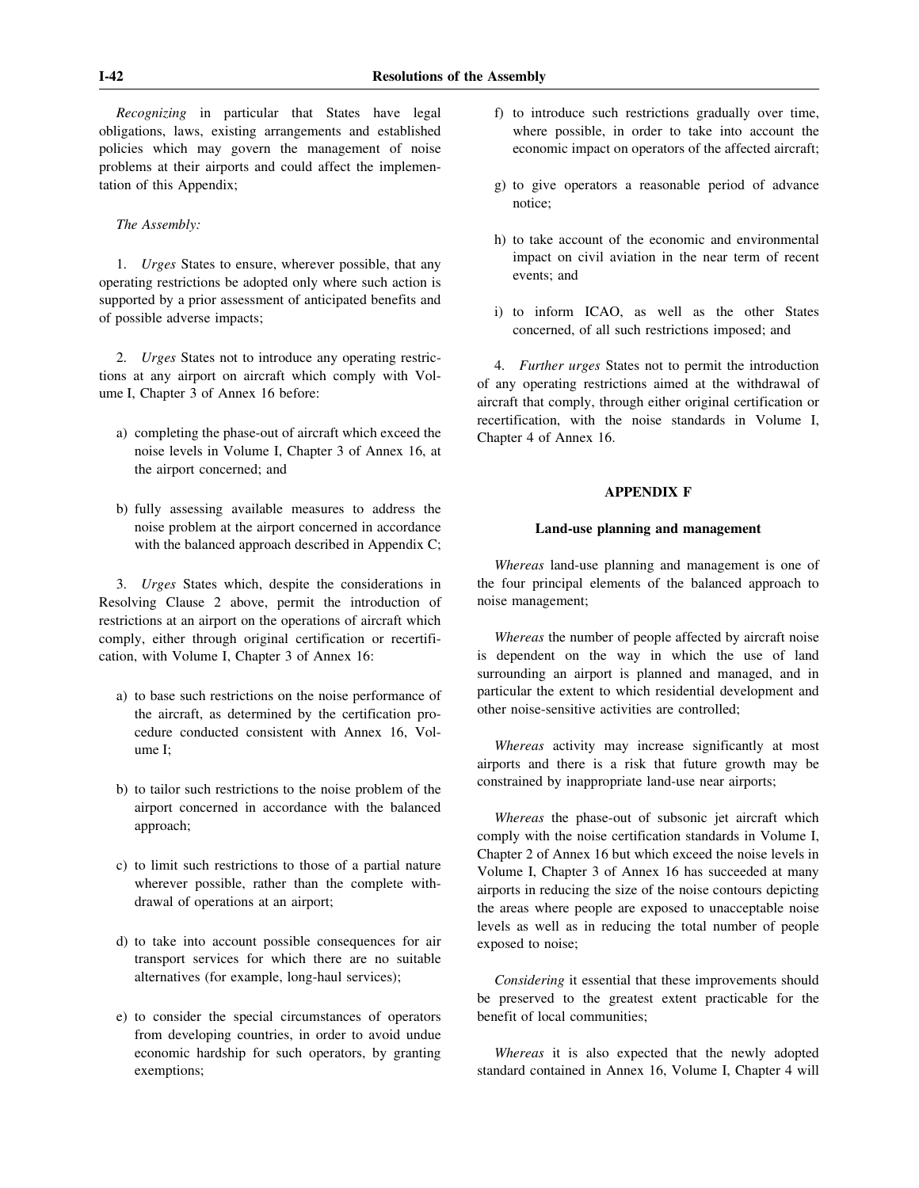*Recognizing* in particular that States have legal obligations, laws, existing arrangements and established policies which may govern the management of noise problems at their airports and could affect the implementation of this Appendix;

*The Assembly:*

1. *Urges* States to ensure, wherever possible, that any operating restrictions be adopted only where such action is supported by a prior assessment of anticipated benefits and of possible adverse impacts;

2. *Urges* States not to introduce any operating restrictions at any airport on aircraft which comply with Volume I, Chapter 3 of Annex 16 before:

a) completing the phase-out of aircraft which exceed the noise levels in Volume I, Chapter 3 of Annex 16, at the airport concerned; and

b) fully assessing available measures to address the noise problem at the airport concerned in accordance with the balanced approach described in Appendix C;

3. *Urges* States which, despite the considerations in Resolving Clause 2 above, permit the introduction of restrictions at an airport on the operations of aircraft which comply, either through original certification or recertification, with Volume I, Chapter 3 of Annex 16:

a) to base such restrictions on the noise performance of the aircraft, as determined by the certification procedure conducted consistent with Annex 16, Volume I;

b) to tailor such restrictions to the noise problem of the airport concerned in accordance with the balanced approach;

c) to limit such restrictions to those of a partial nature wherever possible, rather than the complete withdrawal of operations at an airport;

d) to take into account possible consequences for air transport services for which there are no suitable alternatives (for example, long-haul services);

e) to consider the special circumstances of operators from developing countries, in order to avoid undue economic hardship for such operators, by granting exemptions;

f) to introduce such restrictions gradually over time, where possible, in order to take into account the economic impact on operators of the affected aircraft;

g) to give operators a reasonable period of advance notice;

h) to take account of the economic and environmental impact on civil aviation in the near term of recent events; and

i) to inform ICAO, as well as the other States concerned, of all such restrictions imposed; and

4. *Further urges* States not to permit the introduction of any operating restrictions aimed at the withdrawal of aircraft that comply, through either original certification or recertification, with the noise standards in Volume I, Chapter 4 of Annex 16.

## APPENDIX F

### Land-use planning and management

*Whereas* land-use planning and management is one of the four principal elements of the balanced approach to noise management;

*Whereas* the number of people affected by aircraft noise is dependent on the way in which the use of land surrounding an airport is planned and managed, and in particular the extent to which residential development and other noise-sensitive activities are controlled;

*Whereas* activity may increase significantly at most airports and there is a risk that future growth may be constrained by inappropriate land-use near airports;

*Whereas* the phase-out of subsonic jet aircraft which comply with the noise certification standards in Volume I, Chapter 2 of Annex 16 but which exceed the noise levels in Volume I, Chapter 3 of Annex 16 has succeeded at many airports in reducing the size of the noise contours depicting the areas where people are exposed to unacceptable noise levels as well as in reducing the total number of people exposed to noise;

*Considering* it essential that these improvements should be preserved to the greatest extent practicable for the benefit of local communities;

*Whereas* it is also expected that the newly adopted standard contained in Annex 16, Volume I, Chapter 4 will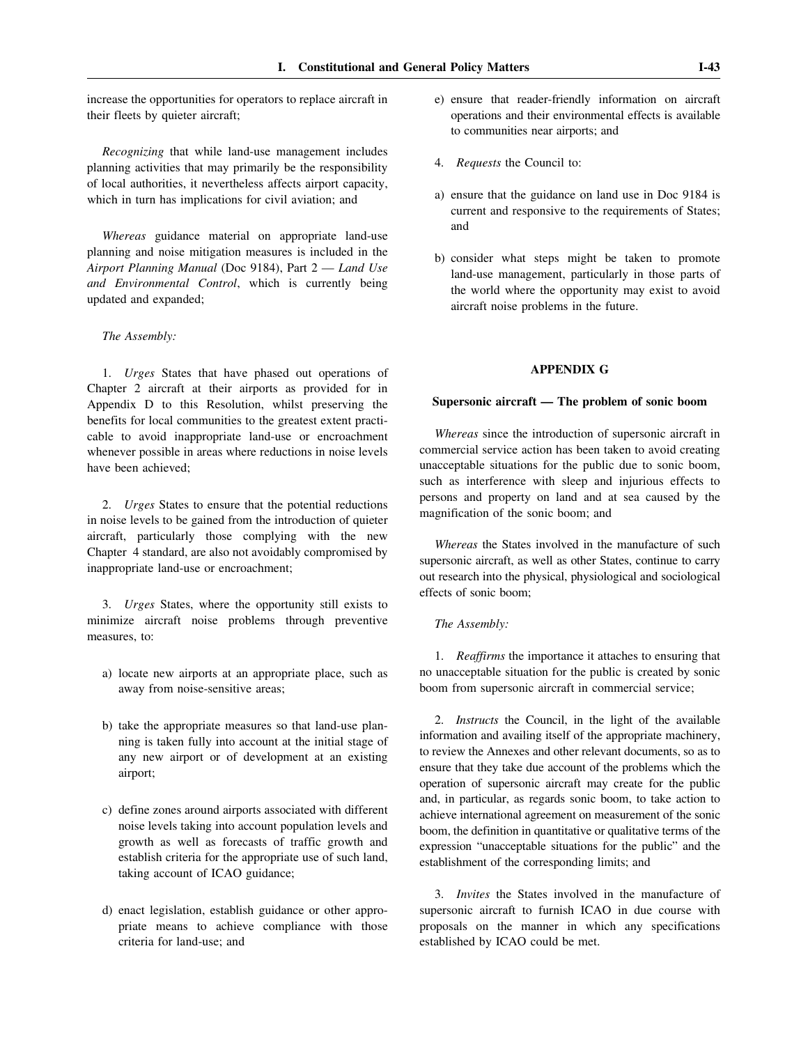increase the opportunities for operators to replace aircraft in their fleets by quieter aircraft;

*Recognizing* that while land-use management includes planning activities that may primarily be the responsibility of local authorities, it nevertheless affects airport capacity, which in turn has implications for civil aviation; and

*Whereas* guidance material on appropriate land-use planning and noise mitigation measures is included in the *Airport Planning Manual* (Doc 9184), Part 2 — *Land Use and Environmental Control*, which is currently being updated and expanded;

*The Assembly:*

1. *Urges* States that have phased out operations of Chapter 2 aircraft at their airports as provided for in Appendix D to this Resolution, whilst preserving the benefits for local communities to the greatest extent practicable to avoid inappropriate land-use or encroachment whenever possible in areas where reductions in noise levels have been achieved;

2. *Urges* States to ensure that the potential reductions in noise levels to be gained from the introduction of quieter aircraft, particularly those complying with the new Chapter 4 standard, are also not avoidably compromised by inappropriate land-use or encroachment;

3. *Urges* States, where the opportunity still exists to minimize aircraft noise problems through preventive measures, to:

a) locate new airports at an appropriate place, such as away from noise-sensitive areas;

b) take the appropriate measures so that land-use planning is taken fully into account at the initial stage of any new airport or of development at an existing airport;

c) define zones around airports associated with different noise levels taking into account population levels and growth as well as forecasts of traffic growth and establish criteria for the appropriate use of such land, taking account of ICAO guidance;

d) enact legislation, establish guidance or other appropriate means to achieve compliance with those criteria for land-use; and

e) ensure that reader-friendly information on aircraft operations and their environmental effects is available to communities near airports; and

4. *Requests* the Council to:

a) ensure that the guidance on land use in Doc 9184 is current and responsive to the requirements of States; and

b) consider what steps might be taken to promote land-use management, particularly in those parts of the world where the opportunity may exist to avoid aircraft noise problems in the future.

## APPENDIX G

### Supersonic aircraft — The problem of sonic boom

*Whereas* since the introduction of supersonic aircraft in commercial service action has been taken to avoid creating unacceptable situations for the public due to sonic boom, such as interference with sleep and injurious effects to persons and property on land and at sea caused by the magnification of the sonic boom; and

*Whereas* the States involved in the manufacture of such supersonic aircraft, as well as other States, continue to carry out research into the physical, physiological and sociological effects of sonic boom;

*The Assembly:*

1. *Reaffirms* the importance it attaches to ensuring that no unacceptable situation for the public is created by sonic boom from supersonic aircraft in commercial service;

2. *Instructs* the Council, in the light of the available information and availing itself of the appropriate machinery, to review the Annexes and other relevant documents, so as to ensure that they take due account of the problems which the operation of supersonic aircraft may create for the public and, in particular, as regards sonic boom, to take action to achieve international agreement on measurement of the sonic boom, the definition in quantitative or qualitative terms of the expression "unacceptable situations for the public" and the establishment of the corresponding limits; and

3. *Invites* the States involved in the manufacture of supersonic aircraft to furnish ICAO in due course with proposals on the manner in which any specifications established by ICAO could be met.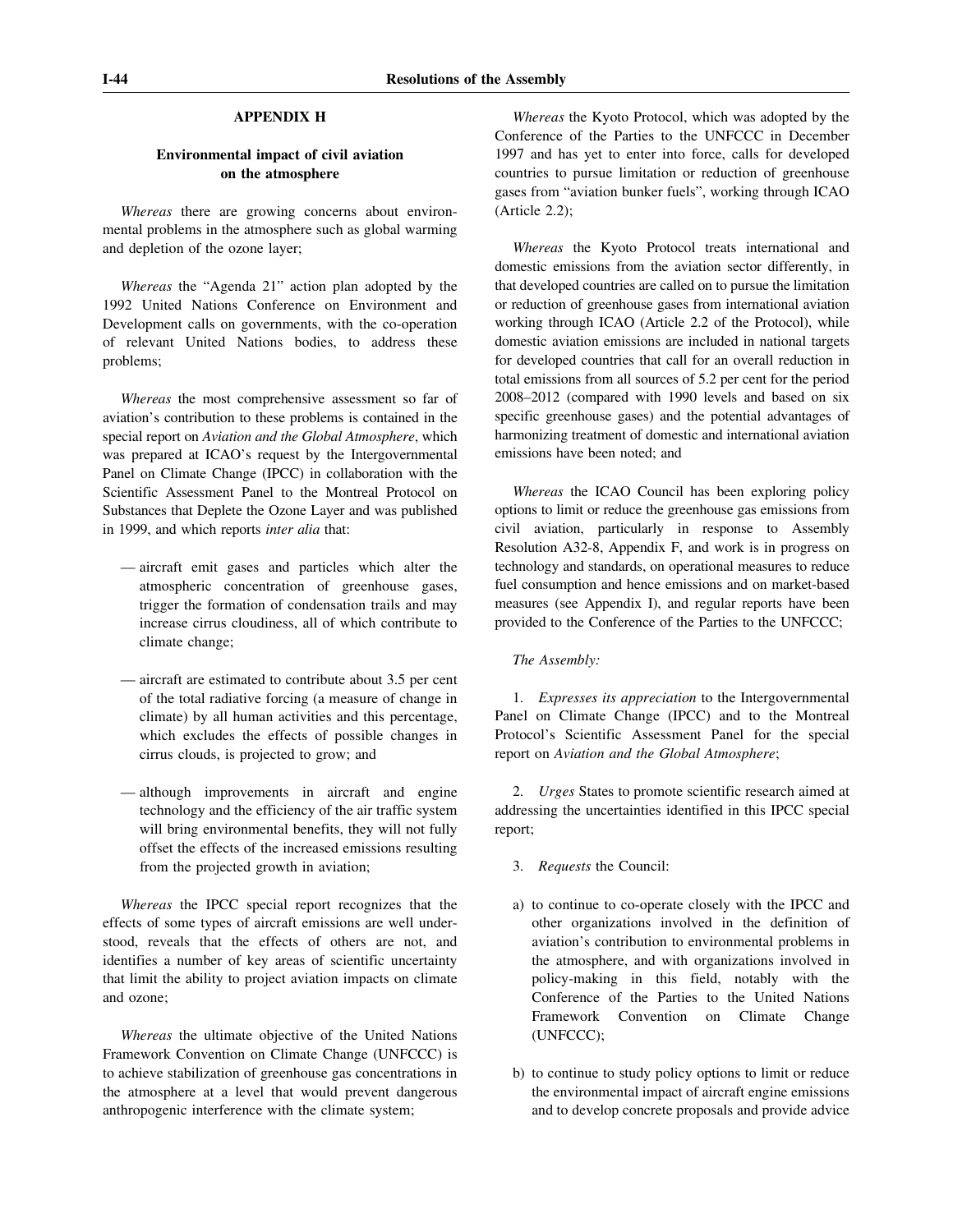## APPENDIX H

### Environmental impact of civil aviation on the atmosphere

*Whereas* there are growing concerns about environmental problems in the atmosphere such as global warming and depletion of the ozone layer;

*Whereas* the "Agenda 21" action plan adopted by the 1992 United Nations Conference on Environment and Development calls on governments, with the co-operation of relevant United Nations bodies, to address these problems;

*Whereas* the most comprehensive assessment so far of aviation's contribution to these problems is contained in the special report on *Aviation and the Global Atmosphere*, which was prepared at ICAO's request by the Intergovernmental Panel on Climate Change (IPCC) in collaboration with the Scientific Assessment Panel to the Montreal Protocol on Substances that Deplete the Ozone Layer and was published in 1999, and which reports *inter alia* that:

— aircraft emit gases and particles which alter the atmospheric concentration of greenhouse gases, trigger the formation of condensation trails and may increase cirrus cloudiness, all of which contribute to climate change;

— aircraft are estimated to contribute about 3.5 per cent of the total radiative forcing (a measure of change in climate) by all human activities and this percentage, which excludes the effects of possible changes in cirrus clouds, is projected to grow; and

— although improvements in aircraft and engine technology and the efficiency of the air traffic system will bring environmental benefits, they will not fully offset the effects of the increased emissions resulting from the projected growth in aviation;

*Whereas* the IPCC special report recognizes that the effects of some types of aircraft emissions are well understood, reveals that the effects of others are not, and identifies a number of key areas of scientific uncertainty that limit the ability to project aviation impacts on climate and ozone;

*Whereas* the ultimate objective of the United Nations Framework Convention on Climate Change (UNFCCC) is to achieve stabilization of greenhouse gas concentrations in the atmosphere at a level that would prevent dangerous anthropogenic interference with the climate system;

*Whereas* the Kyoto Protocol, which was adopted by the Conference of the Parties to the UNFCCC in December 1997 and has yet to enter into force, calls for developed countries to pursue limitation or reduction of greenhouse gases from "aviation bunker fuels", working through ICAO (Article 2.2);

*Whereas* the Kyoto Protocol treats international and domestic emissions from the aviation sector differently, in that developed countries are called on to pursue the limitation or reduction of greenhouse gases from international aviation working through ICAO (Article 2.2 of the Protocol), while domestic aviation emissions are included in national targets for developed countries that call for an overall reduction in total emissions from all sources of 5.2 per cent for the period 2008–2012 (compared with 1990 levels and based on six specific greenhouse gases) and the potential advantages of harmonizing treatment of domestic and international aviation emissions have been noted; and

*Whereas* the ICAO Council has been exploring policy options to limit or reduce the greenhouse gas emissions from civil aviation, particularly in response to Assembly Resolution A32-8, Appendix F, and work is in progress on technology and standards, on operational measures to reduce fuel consumption and hence emissions and on market-based measures (see Appendix I), and regular reports have been provided to the Conference of the Parties to the UNFCCC;

*The Assembly:*

1. *Expresses its appreciation* to the Intergovernmental Panel on Climate Change (IPCC) and to the Montreal Protocol's Scientific Assessment Panel for the special report on *Aviation and the Global Atmosphere*;

2. *Urges* States to promote scientific research aimed at addressing the uncertainties identified in this IPCC special report;

3. *Requests* the Council:

a) to continue to co-operate closely with the IPCC and other organizations involved in the definition of aviation's contribution to environmental problems in the atmosphere, and with organizations involved in policy-making in this field, notably with the Conference of the Parties to the United Nations Framework Convention on Climate Change (UNFCCC);

b) to continue to study policy options to limit or reduce the environmental impact of aircraft engine emissions and to develop concrete proposals and provide advice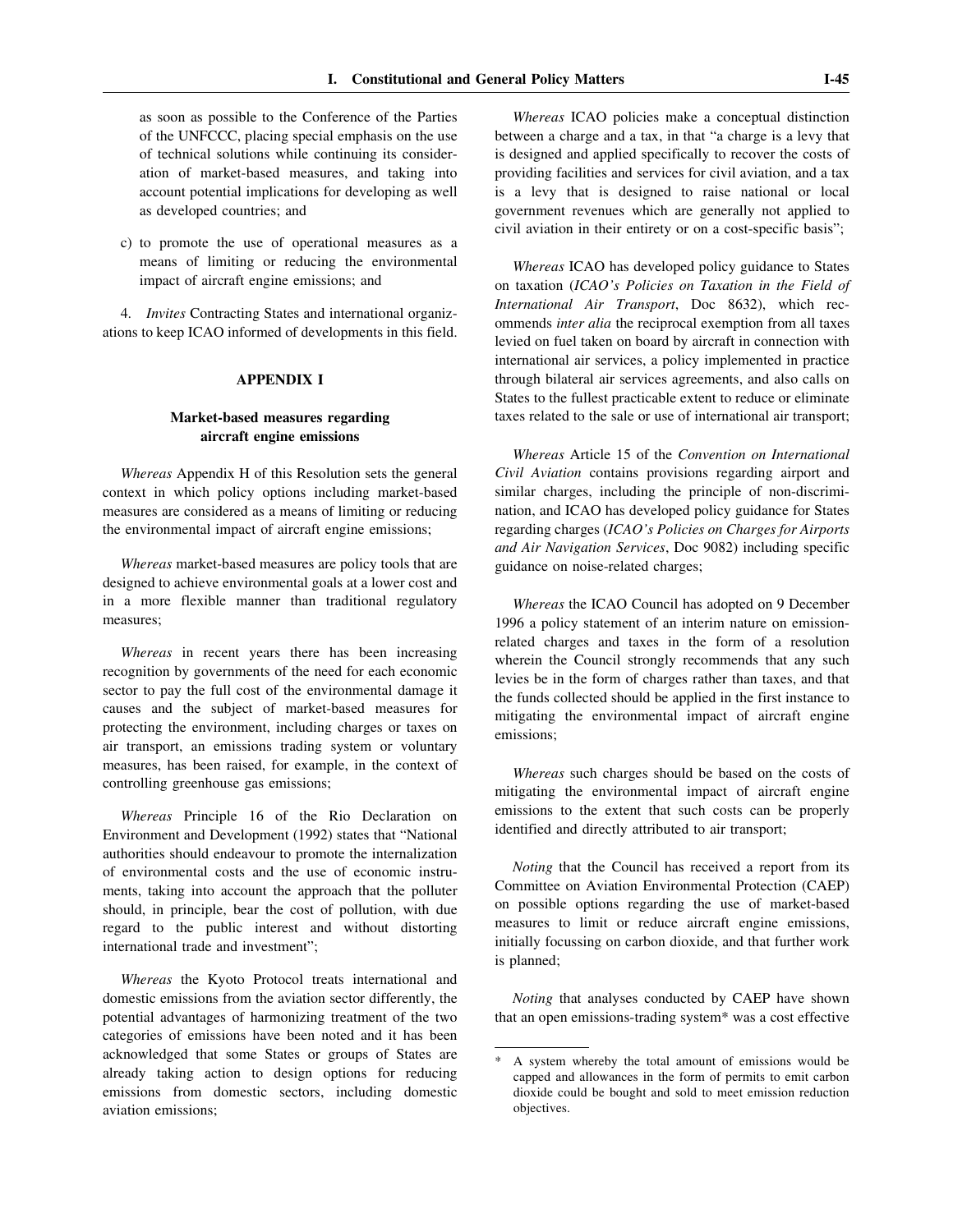as soon as possible to the Conference of the Parties of the UNFCCC, placing special emphasis on the use of technical solutions while continuing its consideration of market-based measures, and taking into account potential implications for developing as well as developed countries; and

c) to promote the use of operational measures as a means of limiting or reducing the environmental impact of aircraft engine emissions; and

4. *Invites* Contracting States and international organizations to keep ICAO informed of developments in this field.

## APPENDIX I

### Market-based measures regarding aircraft engine emissions

*Whereas* Appendix H of this Resolution sets the general context in which policy options including market-based measures are considered as a means of limiting or reducing the environmental impact of aircraft engine emissions;

*Whereas* market-based measures are policy tools that are designed to achieve environmental goals at a lower cost and in a more flexible manner than traditional regulatory measures;

*Whereas* in recent years there has been increasing recognition by governments of the need for each economic sector to pay the full cost of the environmental damage it causes and the subject of market-based measures for protecting the environment, including charges or taxes on air transport, an emissions trading system or voluntary measures, has been raised, for example, in the context of controlling greenhouse gas emissions;

*Whereas* Principle 16 of the Rio Declaration on Environment and Development (1992) states that "National authorities should endeavour to promote the internalization of environmental costs and the use of economic instruments, taking into account the approach that the polluter should, in principle, bear the cost of pollution, with due regard to the public interest and without distorting international trade and investment";

*Whereas* the Kyoto Protocol treats international and domestic emissions from the aviation sector differently, the potential advantages of harmonizing treatment of the two categories of emissions have been noted and it has been acknowledged that some States or groups of States are already taking action to design options for reducing emissions from domestic sectors, including domestic aviation emissions;

*Whereas* ICAO policies make a conceptual distinction between a charge and a tax, in that "a charge is a levy that is designed and applied specifically to recover the costs of providing facilities and services for civil aviation, and a tax is a levy that is designed to raise national or local government revenues which are generally not applied to civil aviation in their entirety or on a cost-specific basis";

*Whereas* ICAO has developed policy guidance to States on taxation (*ICAO's Policies on Taxation in the Field of International Air Transport*, Doc 8632), which recommends *inter alia* the reciprocal exemption from all taxes levied on fuel taken on board by aircraft in connection with international air services, a policy implemented in practice through bilateral air services agreements, and also calls on States to the fullest practicable extent to reduce or eliminate taxes related to the sale or use of international air transport;

*Whereas* Article 15 of the *Convention on International Civil Aviation* contains provisions regarding airport and similar charges, including the principle of non-discrimination, and ICAO has developed policy guidance for States regarding charges (*ICAO's Policies on Charges for Airports and Air Navigation Services*, Doc 9082) including specific guidance on noise-related charges;

*Whereas* the ICAO Council has adopted on 9 December 1996 a policy statement of an interim nature on emission-related charges and taxes in the form of a resolution wherein the Council strongly recommends that any such levies be in the form of charges rather than taxes, and that the funds collected should be applied in the first instance to mitigating the environmental impact of aircraft engine emissions;

*Whereas* such charges should be based on the costs of mitigating the environmental impact of aircraft engine emissions to the extent that such costs can be properly identified and directly attributed to air transport;

*Noting* that the Council has received a report from its Committee on Aviation Environmental Protection (CAEP) on possible options regarding the use of market-based measures to limit or reduce aircraft engine emissions, initially focussing on carbon dioxide, and that further work is planned;

*Noting* that analyses conducted by CAEP have shown that an open emissions-trading system* was a cost effective

---

* A system whereby the total amount of emissions would be capped and allowances in the form of permits to emit carbon dioxide could be bought and sold to meet emission reduction objectives.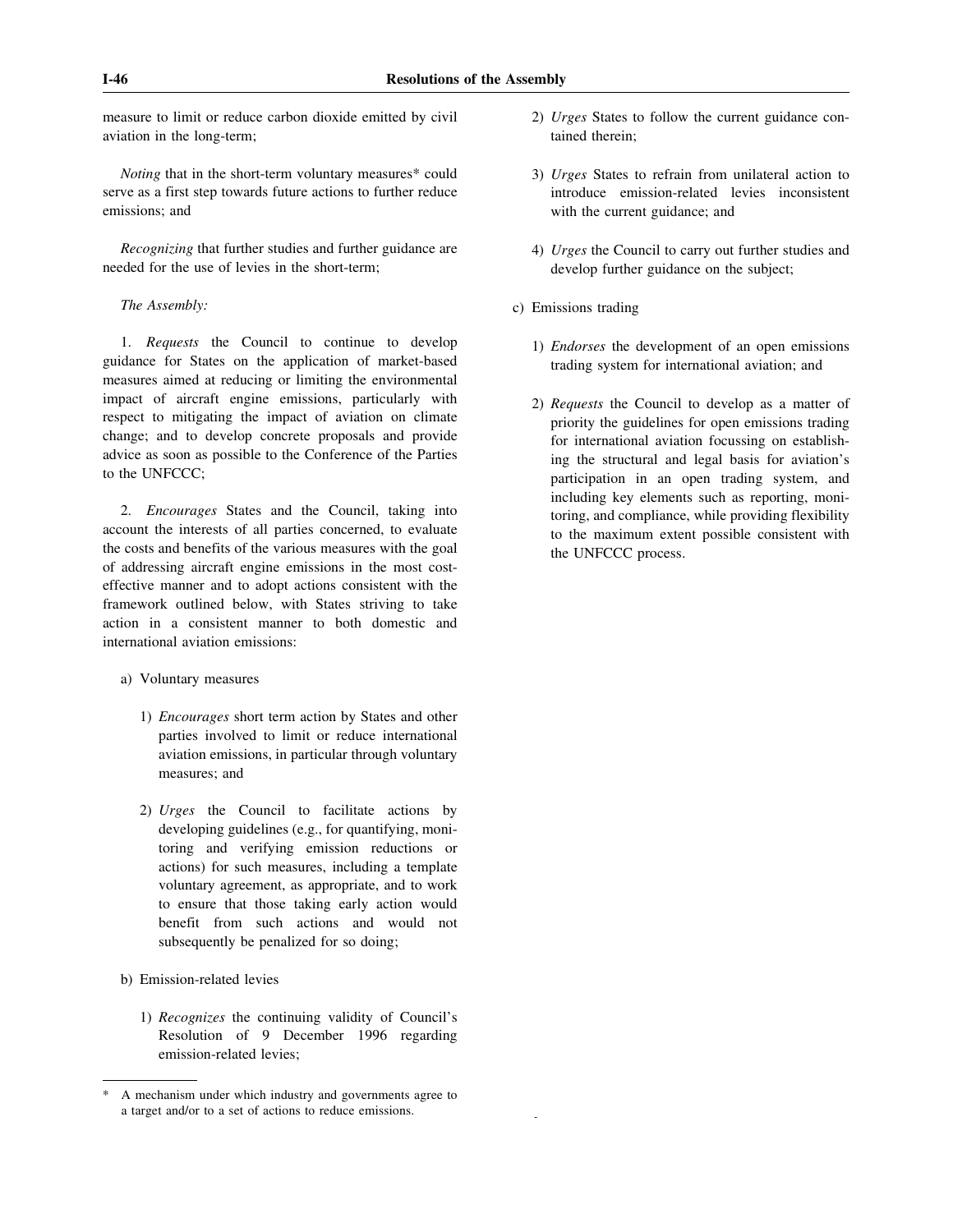measure to limit or reduce carbon dioxide emitted by civil aviation in the long-term;

*Noting* that in the short-term voluntary measures* could serve as a first step towards future actions to further reduce emissions; and

*Recognizing* that further studies and further guidance are needed for the use of levies in the short-term;

*The Assembly:*

1. *Requests* the Council to continue to develop guidance for States on the application of market-based measures aimed at reducing or limiting the environmental impact of aircraft engine emissions, particularly with respect to mitigating the impact of aviation on climate change; and to develop concrete proposals and provide advice as soon as possible to the Conference of the Parties to the UNFCCC;

2. *Encourages* States and the Council, taking into account the interests of all parties concerned, to evaluate the costs and benefits of the various measures with the goal of addressing aircraft engine emissions in the most cost-effective manner and to adopt actions consistent with the framework outlined below, with States striving to take action in a consistent manner to both domestic and international aviation emissions:

a) Voluntary measures

1) *Encourages* short term action by States and other parties involved to limit or reduce international aviation emissions, in particular through voluntary measures; and

2) *Urges* the Council to facilitate actions by developing guidelines (e.g., for quantifying, monitoring and verifying emission reductions or actions) for such measures, including a template voluntary agreement, as appropriate, and to work to ensure that those taking early action would benefit from such actions and would not subsequently be penalized for so doing;

b) Emission-related levies

1) *Recognizes* the continuing validity of Council's Resolution of 9 December 1996 regarding emission-related levies;

2) *Urges* States to follow the current guidance contained therein;

3) *Urges* States to refrain from unilateral action to introduce emission-related levies inconsistent with the current guidance; and

4) *Urges* the Council to carry out further studies and develop further guidance on the subject;

c) Emissions trading

1) *Endorses* the development of an open emissions trading system for international aviation; and

2) *Requests* the Council to develop as a matter of priority the guidelines for open emissions trading for international aviation focussing on establishing the structural and legal basis for aviation's participation in an open trading system, and including key elements such as reporting, monitoring, and compliance, while providing flexibility to the maximum extent possible consistent with the UNFCCC process.

---

* A mechanism under which industry and governments agree to a target and/or to a set of actions to reduce emissions.